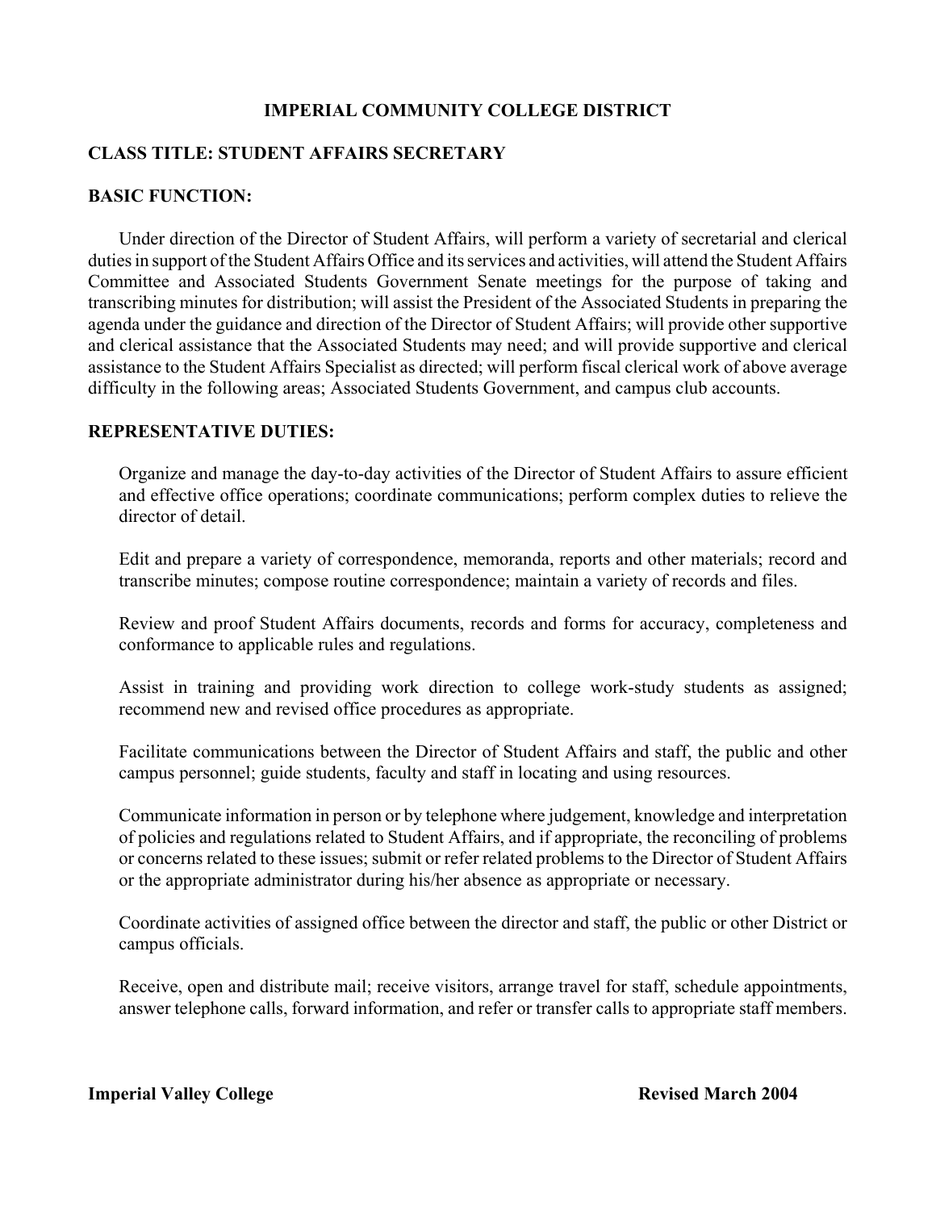# IMPERIAL COMMUNITY COLLEGE DISTRICT

## CLASS TITLE: STUDENT AFFAIRS SECRETARY

## BASIC FUNCTION:

Under direction of the Director of Student Affairs, will perform a variety of secretarial and clerical duties in support of the Student Affairs Office and its services and activities, will attend the Student Affairs Committee and Associated Students Government Senate meetings for the purpose of taking and transcribing minutes for distribution; will assist the President of the Associated Students in preparing the agenda under the guidance and direction of the Director of Student Affairs; will provide other supportive and clerical assistance that the Associated Students may need; and will provide supportive and clerical assistance to the Student Affairs Specialist as directed; will perform fiscal clerical work of above average difficulty in the following areas; Associated Students Government, and campus club accounts.

## REPRESENTATIVE DUTIES:

Organize and manage the day-to-day activities of the Director of Student Affairs to assure efficient and effective office operations; coordinate communications; perform complex duties to relieve the director of detail.

Edit and prepare a variety of correspondence, memoranda, reports and other materials; record and transcribe minutes; compose routine correspondence; maintain a variety of records and files.

Review and proof Student Affairs documents, records and forms for accuracy, completeness and conformance to applicable rules and regulations.

Assist in training and providing work direction to college work-study students as assigned; recommend new and revised office procedures as appropriate.

Facilitate communications between the Director of Student Affairs and staff, the public and other campus personnel; guide students, faculty and staff in locating and using resources.

Communicate information in person or by telephone where judgement, knowledge and interpretation of policies and regulations related to Student Affairs, and if appropriate, the reconciling of problems or concerns related to these issues; submit or refer related problems to the Director of Student Affairs or the appropriate administrator during his/her absence as appropriate or necessary.

Coordinate activities of assigned office between the director and staff, the public or other District or campus officials.

Receive, open and distribute mail; receive visitors, arrange travel for staff, schedule appointments, answer telephone calls, forward information, and refer or transfer calls to appropriate staff members.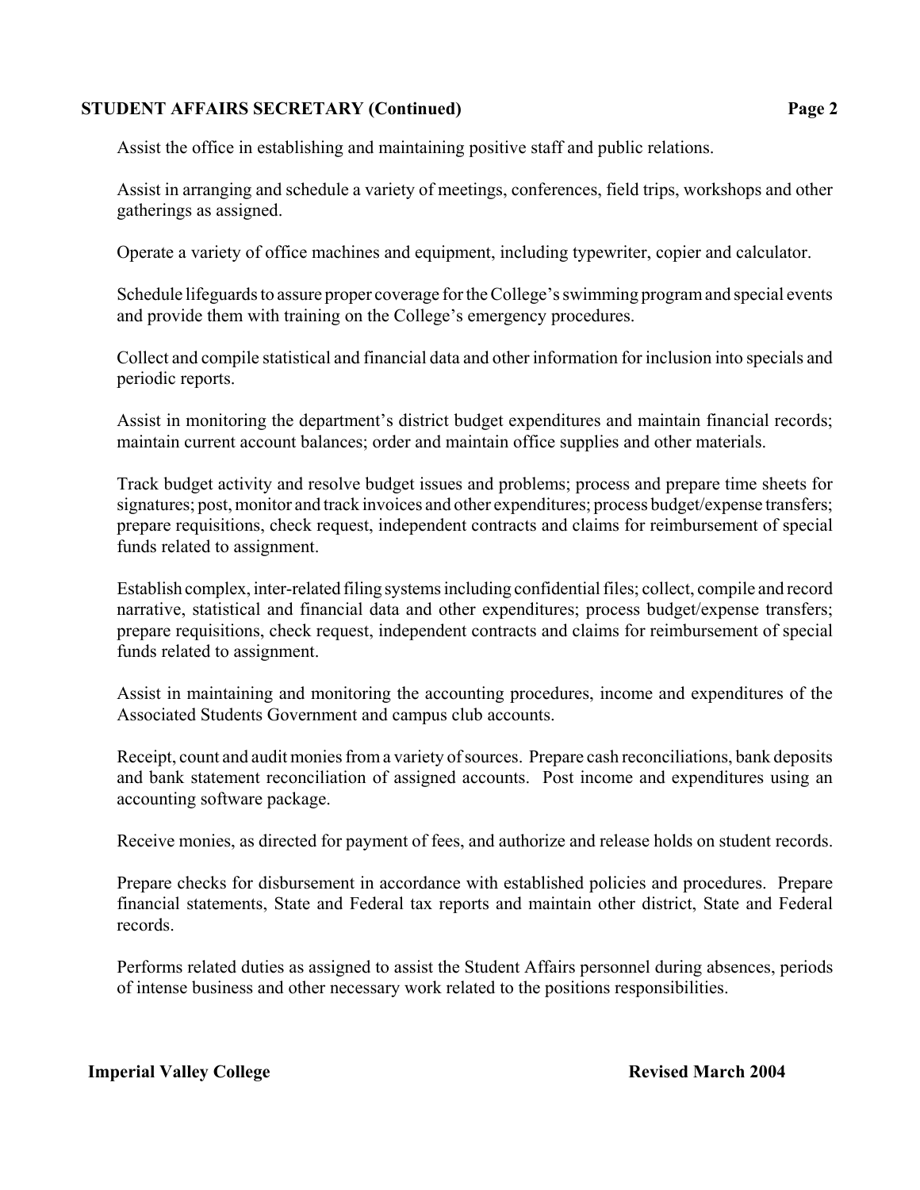Assist the office in establishing and maintaining positive staff and public relations.

Assist in arranging and schedule a variety of meetings, conferences, field trips, workshops and other gatherings as assigned.

Operate a variety of office machines and equipment, including typewriter, copier and calculator.

Schedule lifeguards to assure proper coverage for the College's swimming program and special events and provide them with training on the College's emergency procedures.

Collect and compile statistical and financial data and other information for inclusion into specials and periodic reports.

Assist in monitoring the department's district budget expenditures and maintain financial records; maintain current account balances; order and maintain office supplies and other materials.

Track budget activity and resolve budget issues and problems; process and prepare time sheets for signatures; post, monitor and track invoices and other expenditures; process budget/expense transfers; prepare requisitions, check request, independent contracts and claims for reimbursement of special funds related to assignment.

Establish complex, inter-related filing systems including confidential files; collect, compile and record narrative, statistical and financial data and other expenditures; process budget/expense transfers; prepare requisitions, check request, independent contracts and claims for reimbursement of special funds related to assignment.

Assist in maintaining and monitoring the accounting procedures, income and expenditures of the Associated Students Government and campus club accounts.

Receipt, count and audit monies from a variety of sources. Prepare cash reconciliations, bank deposits and bank statement reconciliation of assigned accounts. Post income and expenditures using an accounting software package.

Receive monies, as directed for payment of fees, and authorize and release holds on student records.

Prepare checks for disbursement in accordance with established policies and procedures. Prepare financial statements, State and Federal tax reports and maintain other district, State and Federal records.

Performs related duties as assigned to assist the Student Affairs personnel during absences, periods of intense business and other necessary work related to the positions responsibilities.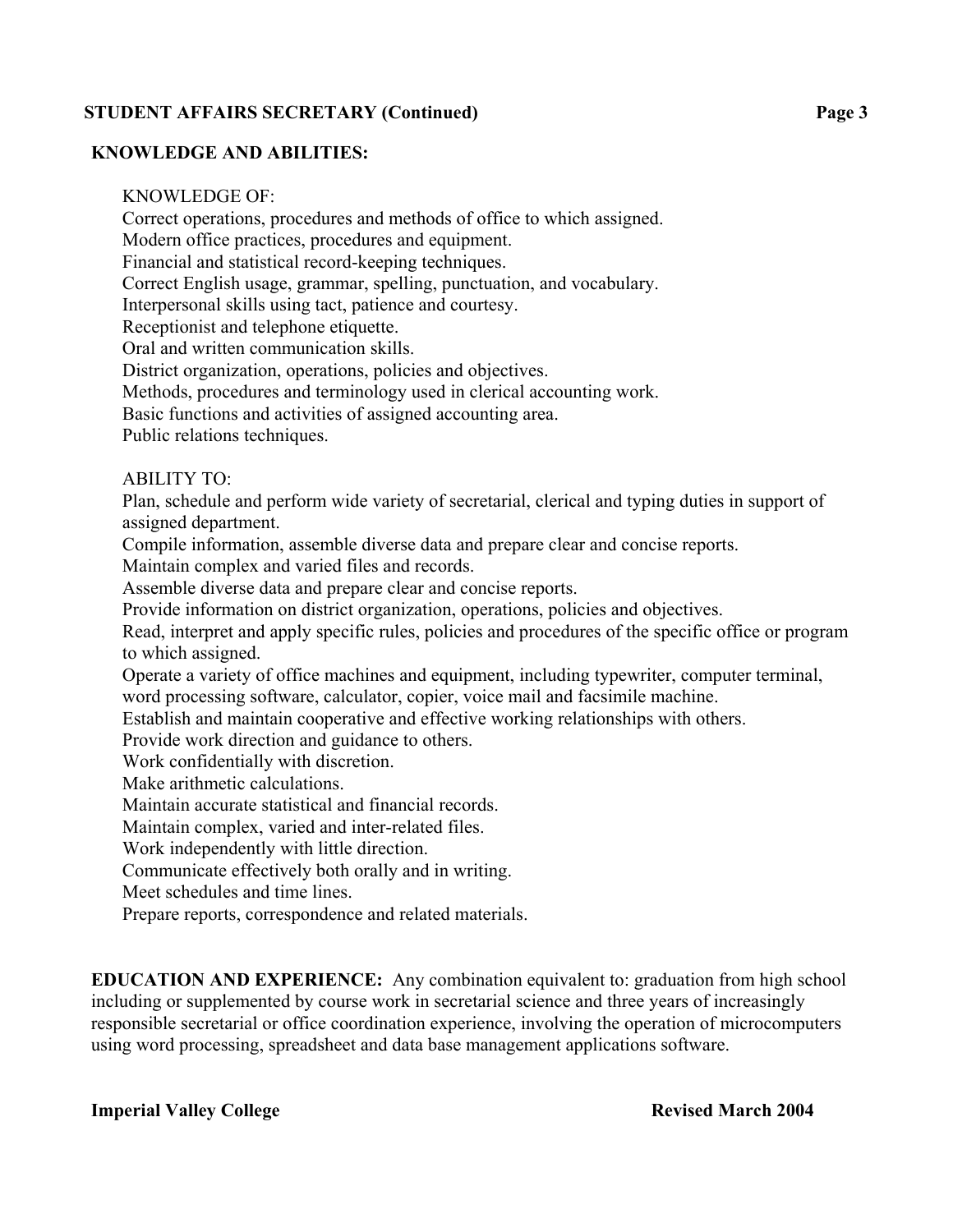## KNOWLEDGE AND ABILITIES:

KNOWLEDGE OF:

Correct operations, procedures and methods of office to which assigned.
Modern office practices, procedures and equipment.
Financial and statistical record-keeping techniques.
Correct English usage, grammar, spelling, punctuation, and vocabulary.
Interpersonal skills using tact, patience and courtesy.
Receptionist and telephone etiquette.
Oral and written communication skills.
District organization, operations, policies and objectives.
Methods, procedures and terminology used in clerical accounting work.
Basic functions and activities of assigned accounting area.
Public relations techniques.

ABILITY TO:

Plan, schedule and perform wide variety of secretarial, clerical and typing duties in support of assigned department.
Compile information, assemble diverse data and prepare clear and concise reports.
Maintain complex and varied files and records.
Assemble diverse data and prepare clear and concise reports.
Provide information on district organization, operations, policies and objectives.
Read, interpret and apply specific rules, policies and procedures of the specific office or program to which assigned.
Operate a variety of office machines and equipment, including typewriter, computer terminal, word processing software, calculator, copier, voice mail and facsimile machine.
Establish and maintain cooperative and effective working relationships with others.
Provide work direction and guidance to others.
Work confidentially with discretion.
Make arithmetic calculations.
Maintain accurate statistical and financial records.
Maintain complex, varied and inter-related files.
Work independently with little direction.
Communicate effectively both orally and in writing.
Meet schedules and time lines.
Prepare reports, correspondence and related materials.

**EDUCATION AND EXPERIENCE:** Any combination equivalent to: graduation from high school including or supplemented by course work in secretarial science and three years of increasingly responsible secretarial or office coordination experience, involving the operation of microcomputers using word processing, spreadsheet and data base management applications software.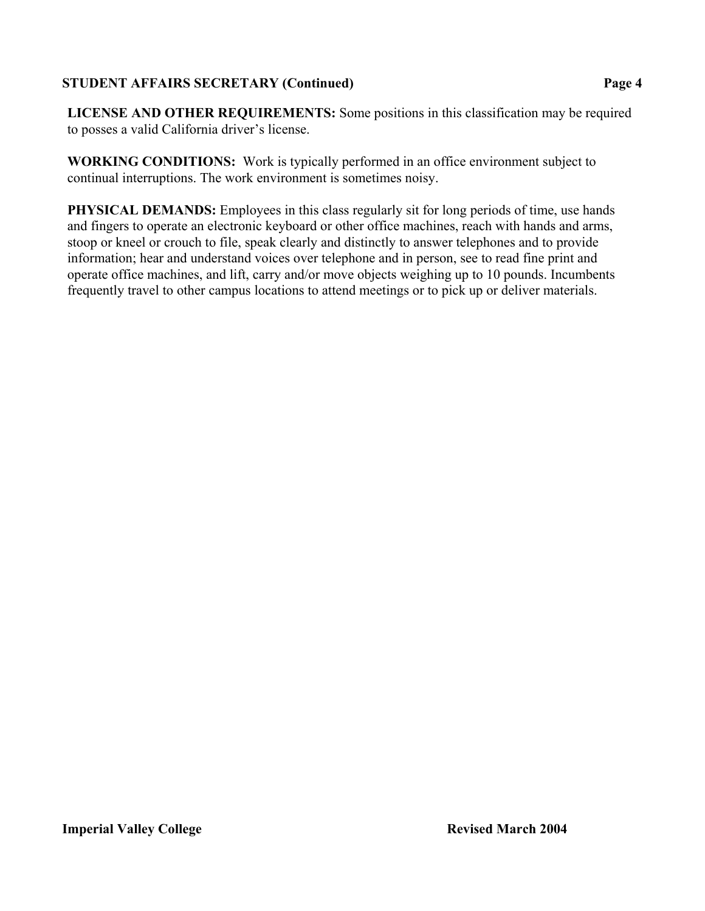**LICENSE AND OTHER REQUIREMENTS:** Some positions in this classification may be required to posses a valid California driver's license.

**WORKING CONDITIONS:** Work is typically performed in an office environment subject to continual interruptions. The work environment is sometimes noisy.

**PHYSICAL DEMANDS:** Employees in this class regularly sit for long periods of time, use hands and fingers to operate an electronic keyboard or other office machines, reach with hands and arms, stoop or kneel or crouch to file, speak clearly and distinctly to answer telephones and to provide information; hear and understand voices over telephone and in person, see to read fine print and operate office machines, and lift, carry and/or move objects weighing up to 10 pounds. Incumbents frequently travel to other campus locations to attend meetings or to pick up or deliver materials.